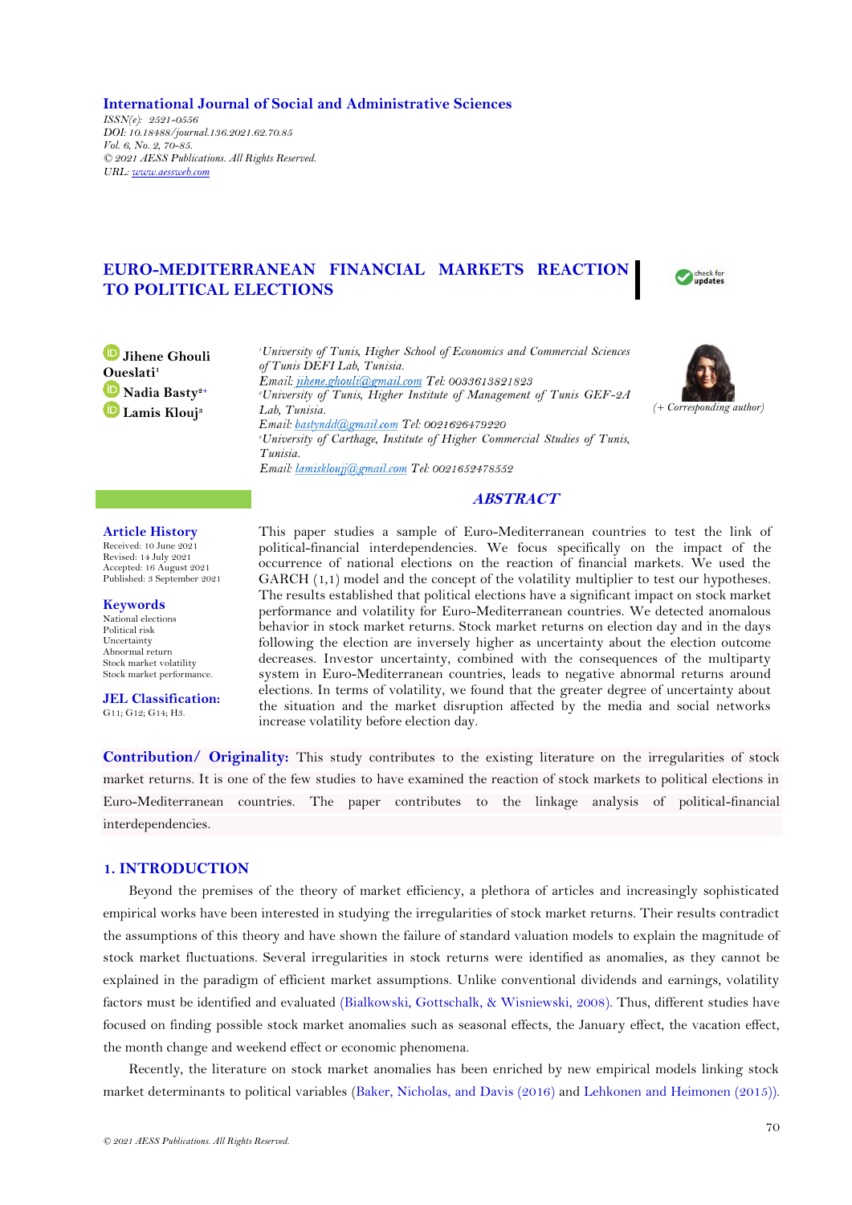**International Journal of Social and Administrative Sciences**

*ISSN(e): 2521-0556*
*DOI: 10.18488/journal.136.2021.62.70.85*
*Vol. 6, No. 2, 70-85.*
*© 2021 AESS Publications. All Rights Reserved.*
*URL: www.aessweb.com*

# EURO-MEDITERRANEAN FINANCIAL MARKETS REACTION TO POLITICAL ELECTIONS

**Jihene Ghouli Oueslati**[1]
**Nadia Basty**[2+]
**Lamis Klouj**[3]

[1]*University of Tunis, Higher School of Economics and Commercial Sciences of Tunis DEFI Lab, Tunisia.*
*Email: jihene.ghouli@gmail.com Tel: 0033613821823*
[2]*University of Tunis, Higher Institute of Management of Tunis GEF-2A Lab, Tunisia.*
*Email: bastyndd@gmail.com Tel: 0021626479220*
[3]*University of Carthage, Institute of Higher Commercial Studies of Tunis, Tunisia.*
*Email: lamisklouj@gmail.com Tel: 0021652478552*

*(+ Corresponding author)*

**Article History**
Received: 10 June 2021
Revised: 14 July 2021
Accepted: 16 August 2021
Published: 3 September 2021

**Keywords**
National elections
Political risk
Uncertainty
Abnormal return
Stock market volatility
Stock market performance.

**JEL Classification:**
G11; G12; G14; H3.

## ABSTRACT

This paper studies a sample of Euro-Mediterranean countries to test the link of political-financial interdependencies. We focus specifically on the impact of the occurrence of national elections on the reaction of financial markets. We used the GARCH (1,1) model and the concept of the volatility multiplier to test our hypotheses. The results established that political elections have a significant impact on stock market performance and volatility for Euro-Mediterranean countries. We detected anomalous behavior in stock market returns. Stock market returns on election day and in the days following the election are inversely higher as uncertainty about the election outcome decreases. Investor uncertainty, combined with the consequences of the multiparty system in Euro-Mediterranean countries, leads to negative abnormal returns around elections. In terms of volatility, we found that the greater degree of uncertainty about the situation and the market disruption affected by the media and social networks increase volatility before election day.

**Contribution/ Originality:** This study contributes to the existing literature on the irregularities of stock market returns. It is one of the few studies to have examined the reaction of stock markets to political elections in Euro-Mediterranean countries. The paper contributes to the linkage analysis of political-financial interdependencies.

## 1. INTRODUCTION

Beyond the premises of the theory of market efficiency, a plethora of articles and increasingly sophisticated empirical works have been interested in studying the irregularities of stock market returns. Their results contradict the assumptions of this theory and have shown the failure of standard valuation models to explain the magnitude of stock market fluctuations. Several irregularities in stock returns were identified as anomalies, as they cannot be explained in the paradigm of efficient market assumptions. Unlike conventional dividends and earnings, volatility factors must be identified and evaluated (Bialkowski, Gottschalk, & Wisniewski, 2008). Thus, different studies have focused on finding possible stock market anomalies such as seasonal effects, the January effect, the vacation effect, the month change and weekend effect or economic phenomena.

Recently, the literature on stock market anomalies has been enriched by new empirical models linking stock market determinants to political variables (Baker, Nicholas, and Davis (2016) and Lehkonen and Heimonen (2015)).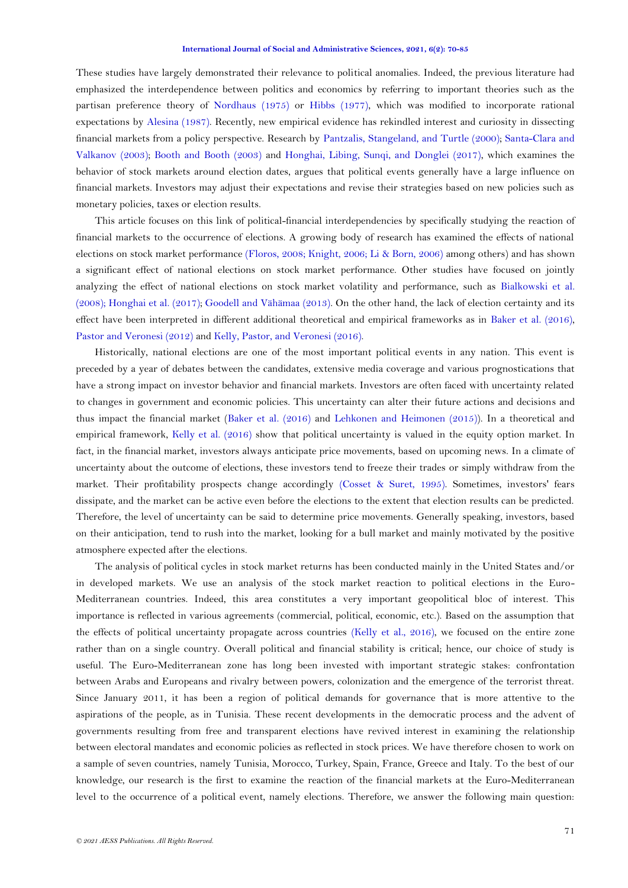These studies have largely demonstrated their relevance to political anomalies. Indeed, the previous literature had emphasized the interdependence between politics and economics by referring to important theories such as the partisan preference theory of Nordhaus (1975) or Hibbs (1977), which was modified to incorporate rational expectations by Alesina (1987). Recently, new empirical evidence has rekindled interest and curiosity in dissecting financial markets from a policy perspective. Research by Pantzalis, Stangeland, and Turtle (2000); Santa-Clara and Valkanov (2003); Booth and Booth (2003) and Honghai, Libing, Sunqi, and Donglei (2017), which examines the behavior of stock markets around election dates, argues that political events generally have a large influence on financial markets. Investors may adjust their expectations and revise their strategies based on new policies such as monetary policies, taxes or election results.

This article focuses on this link of political-financial interdependencies by specifically studying the reaction of financial markets to the occurrence of elections. A growing body of research has examined the effects of national elections on stock market performance (Floros, 2008; Knight, 2006; Li & Born, 2006) among others) and has shown a significant effect of national elections on stock market performance. Other studies have focused on jointly analyzing the effect of national elections on stock market volatility and performance, such as Bialkowski et al. (2008); Honghai et al. (2017); Goodell and Vähämaa (2013). On the other hand, the lack of election certainty and its effect have been interpreted in different additional theoretical and empirical frameworks as in Baker et al. (2016), Pastor and Veronesi (2012) and Kelly, Pastor, and Veronesi (2016).

Historically, national elections are one of the most important political events in any nation. This event is preceded by a year of debates between the candidates, extensive media coverage and various prognostications that have a strong impact on investor behavior and financial markets. Investors are often faced with uncertainty related to changes in government and economic policies. This uncertainty can alter their future actions and decisions and thus impact the financial market (Baker et al. (2016) and Lehkonen and Heimonen (2015)). In a theoretical and empirical framework, Kelly et al. (2016) show that political uncertainty is valued in the equity option market. In fact, in the financial market, investors always anticipate price movements, based on upcoming news. In a climate of uncertainty about the outcome of elections, these investors tend to freeze their trades or simply withdraw from the market. Their profitability prospects change accordingly (Cosset & Suret, 1995). Sometimes, investors' fears dissipate, and the market can be active even before the elections to the extent that election results can be predicted. Therefore, the level of uncertainty can be said to determine price movements. Generally speaking, investors, based on their anticipation, tend to rush into the market, looking for a bull market and mainly motivated by the positive atmosphere expected after the elections.

The analysis of political cycles in stock market returns has been conducted mainly in the United States and/or in developed markets. We use an analysis of the stock market reaction to political elections in the Euro-Mediterranean countries. Indeed, this area constitutes a very important geopolitical bloc of interest. This importance is reflected in various agreements (commercial, political, economic, etc.). Based on the assumption that the effects of political uncertainty propagate across countries (Kelly et al., 2016), we focused on the entire zone rather than on a single country. Overall political and financial stability is critical; hence, our choice of study is useful. The Euro-Mediterranean zone has long been invested with important strategic stakes: confrontation between Arabs and Europeans and rivalry between powers, colonization and the emergence of the terrorist threat. Since January 2011, it has been a region of political demands for governance that is more attentive to the aspirations of the people, as in Tunisia. These recent developments in the democratic process and the advent of governments resulting from free and transparent elections have revived interest in examining the relationship between electoral mandates and economic policies as reflected in stock prices. We have therefore chosen to work on a sample of seven countries, namely Tunisia, Morocco, Turkey, Spain, France, Greece and Italy. To the best of our knowledge, our research is the first to examine the reaction of the financial markets at the Euro-Mediterranean level to the occurrence of a political event, namely elections. Therefore, we answer the following main question: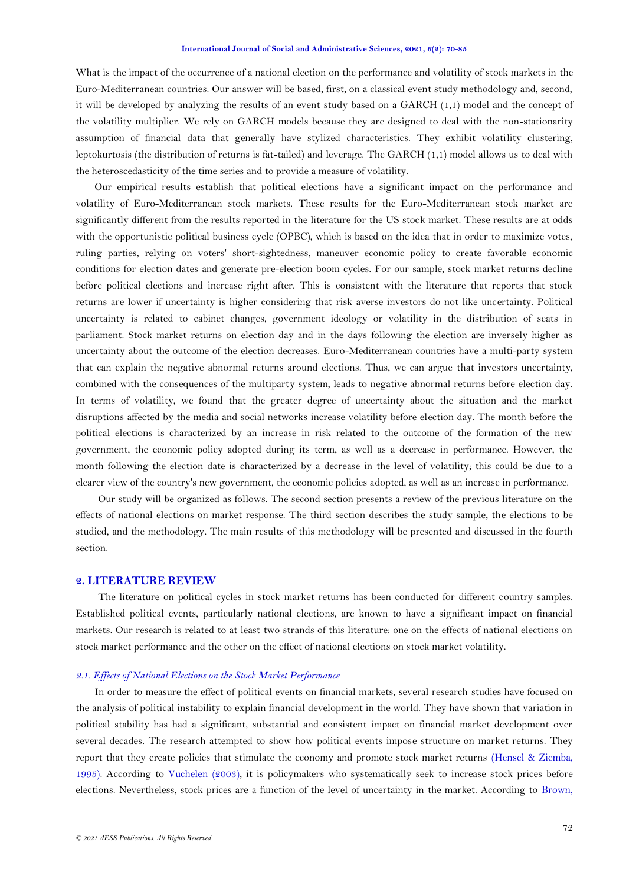What is the impact of the occurrence of a national election on the performance and volatility of stock markets in the Euro-Mediterranean countries. Our answer will be based, first, on a classical event study methodology and, second, it will be developed by analyzing the results of an event study based on a GARCH (1,1) model and the concept of the volatility multiplier. We rely on GARCH models because they are designed to deal with the non-stationarity assumption of financial data that generally have stylized characteristics. They exhibit volatility clustering, leptokurtosis (the distribution of returns is fat-tailed) and leverage. The GARCH (1,1) model allows us to deal with the heteroscedasticity of the time series and to provide a measure of volatility.

Our empirical results establish that political elections have a significant impact on the performance and volatility of Euro-Mediterranean stock markets. These results for the Euro-Mediterranean stock market are significantly different from the results reported in the literature for the US stock market. These results are at odds with the opportunistic political business cycle (OPBC), which is based on the idea that in order to maximize votes, ruling parties, relying on voters' short-sightedness, maneuver economic policy to create favorable economic conditions for election dates and generate pre-election boom cycles. For our sample, stock market returns decline before political elections and increase right after. This is consistent with the literature that reports that stock returns are lower if uncertainty is higher considering that risk averse investors do not like uncertainty. Political uncertainty is related to cabinet changes, government ideology or volatility in the distribution of seats in parliament. Stock market returns on election day and in the days following the election are inversely higher as uncertainty about the outcome of the election decreases. Euro-Mediterranean countries have a multi-party system that can explain the negative abnormal returns around elections. Thus, we can argue that investors uncertainty, combined with the consequences of the multiparty system, leads to negative abnormal returns before election day. In terms of volatility, we found that the greater degree of uncertainty about the situation and the market disruptions affected by the media and social networks increase volatility before election day. The month before the political elections is characterized by an increase in risk related to the outcome of the formation of the new government, the economic policy adopted during its term, as well as a decrease in performance. However, the month following the election date is characterized by a decrease in the level of volatility; this could be due to a clearer view of the country's new government, the economic policies adopted, as well as an increase in performance.

Our study will be organized as follows. The second section presents a review of the previous literature on the effects of national elections on market response. The third section describes the study sample, the elections to be studied, and the methodology. The main results of this methodology will be presented and discussed in the fourth section.

## 2. LITERATURE REVIEW

The literature on political cycles in stock market returns has been conducted for different country samples. Established political events, particularly national elections, are known to have a significant impact on financial markets. Our research is related to at least two strands of this literature: one on the effects of national elections on stock market performance and the other on the effect of national elections on stock market volatility.

### *2.1. Effects of National Elections on the Stock Market Performance*

In order to measure the effect of political events on financial markets, several research studies have focused on the analysis of political instability to explain financial development in the world. They have shown that variation in political stability has had a significant, substantial and consistent impact on financial market development over several decades. The research attempted to show how political events impose structure on market returns. They report that they create policies that stimulate the economy and promote stock market returns (Hensel & Ziemba, 1995). According to Vuchelen (2003), it is policymakers who systematically seek to increase stock prices before elections. Nevertheless, stock prices are a function of the level of uncertainty in the market. According to Brown,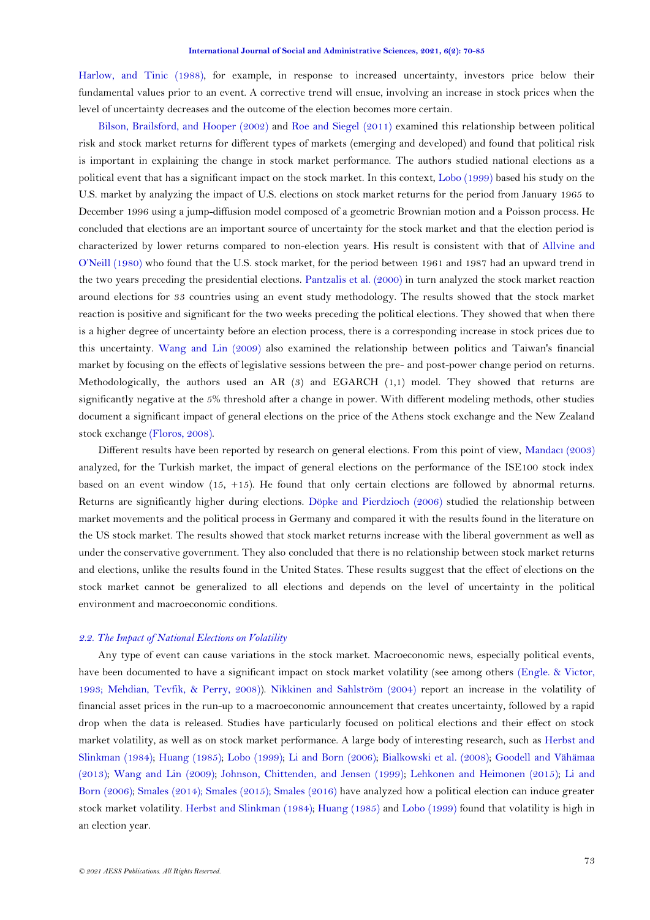Harlow, and Tinic (1988), for example, in response to increased uncertainty, investors price below their fundamental values prior to an event. A corrective trend will ensue, involving an increase in stock prices when the level of uncertainty decreases and the outcome of the election becomes more certain.

Bilson, Brailsford, and Hooper (2002) and Roe and Siegel (2011) examined this relationship between political risk and stock market returns for different types of markets (emerging and developed) and found that political risk is important in explaining the change in stock market performance. The authors studied national elections as a political event that has a significant impact on the stock market. In this context, Lobo (1999) based his study on the U.S. market by analyzing the impact of U.S. elections on stock market returns for the period from January 1965 to December 1996 using a jump-diffusion model composed of a geometric Brownian motion and a Poisson process. He concluded that elections are an important source of uncertainty for the stock market and that the election period is characterized by lower returns compared to non-election years. His result is consistent with that of Allvine and O'Neill (1980) who found that the U.S. stock market, for the period between 1961 and 1987 had an upward trend in the two years preceding the presidential elections. Pantzalis et al. (2000) in turn analyzed the stock market reaction around elections for 33 countries using an event study methodology. The results showed that the stock market reaction is positive and significant for the two weeks preceding the political elections. They showed that when there is a higher degree of uncertainty before an election process, there is a corresponding increase in stock prices due to this uncertainty. Wang and Lin (2009) also examined the relationship between politics and Taiwan's financial market by focusing on the effects of legislative sessions between the pre- and post-power change period on returns. Methodologically, the authors used an AR (3) and EGARCH (1,1) model. They showed that returns are significantly negative at the 5% threshold after a change in power. With different modeling methods, other studies document a significant impact of general elections on the price of the Athens stock exchange and the New Zealand stock exchange (Floros, 2008).

Different results have been reported by research on general elections. From this point of view, Mandacı (2003) analyzed, for the Turkish market, the impact of general elections on the performance of the ISE100 stock index based on an event window (15, +15). He found that only certain elections are followed by abnormal returns. Returns are significantly higher during elections. Döpke and Pierdzioch (2006) studied the relationship between market movements and the political process in Germany and compared it with the results found in the literature on the US stock market. The results showed that stock market returns increase with the liberal government as well as under the conservative government. They also concluded that there is no relationship between stock market returns and elections, unlike the results found in the United States. These results suggest that the effect of elections on the stock market cannot be generalized to all elections and depends on the level of uncertainty in the political environment and macroeconomic conditions.

### *2.2. The Impact of National Elections on Volatility*

Any type of event can cause variations in the stock market. Macroeconomic news, especially political events, have been documented to have a significant impact on stock market volatility (see among others (Engle. & Victor, 1993; Mehdian, Tevfik, & Perry, 2008)). Nikkinen and Sahlström (2004) report an increase in the volatility of financial asset prices in the run-up to a macroeconomic announcement that creates uncertainty, followed by a rapid drop when the data is released. Studies have particularly focused on political elections and their effect on stock market volatility, as well as on stock market performance. A large body of interesting research, such as Herbst and Slinkman (1984); Huang (1985); Lobo (1999); Li and Born (2006); Bialkowski et al. (2008); Goodell and Vähämaa (2013); Wang and Lin (2009); Johnson, Chittenden, and Jensen (1999); Lehkonen and Heimonen (2015); Li and Born (2006); Smales (2014); Smales (2015); Smales (2016) have analyzed how a political election can induce greater stock market volatility. Herbst and Slinkman (1984); Huang (1985) and Lobo (1999) found that volatility is high in an election year.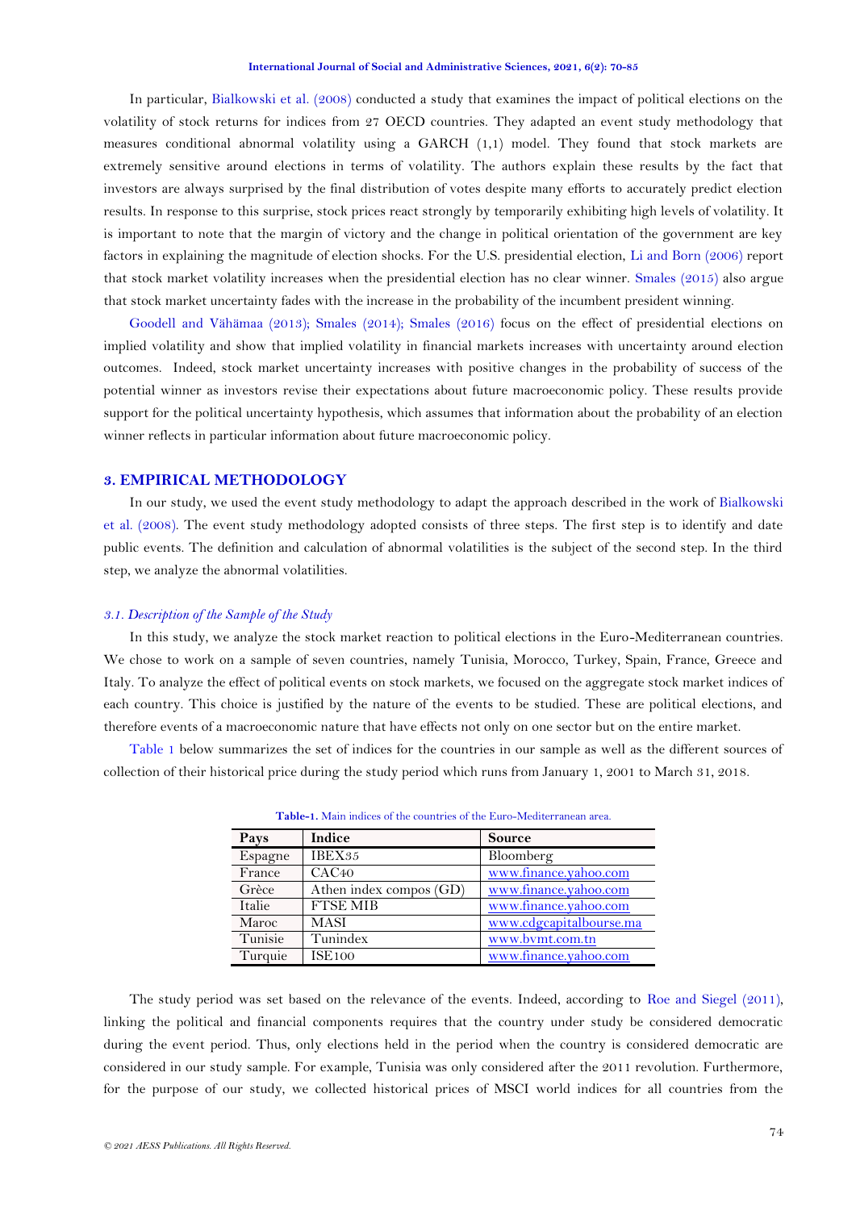In particular, Bialkowski et al. (2008) conducted a study that examines the impact of political elections on the volatility of stock returns for indices from 27 OECD countries. They adapted an event study methodology that measures conditional abnormal volatility using a GARCH (1,1) model. They found that stock markets are extremely sensitive around elections in terms of volatility. The authors explain these results by the fact that investors are always surprised by the final distribution of votes despite many efforts to accurately predict election results. In response to this surprise, stock prices react strongly by temporarily exhibiting high levels of volatility. It is important to note that the margin of victory and the change in political orientation of the government are key factors in explaining the magnitude of election shocks. For the U.S. presidential election, Li and Born (2006) report that stock market volatility increases when the presidential election has no clear winner. Smales (2015) also argue that stock market uncertainty fades with the increase in the probability of the incumbent president winning.

Goodell and Vähämaa (2013); Smales (2014); Smales (2016) focus on the effect of presidential elections on implied volatility and show that implied volatility in financial markets increases with uncertainty around election outcomes. Indeed, stock market uncertainty increases with positive changes in the probability of success of the potential winner as investors revise their expectations about future macroeconomic policy. These results provide support for the political uncertainty hypothesis, which assumes that information about the probability of an election winner reflects in particular information about future macroeconomic policy.

## 3. EMPIRICAL METHODOLOGY

In our study, we used the event study methodology to adapt the approach described in the work of Bialkowski et al. (2008). The event study methodology adopted consists of three steps. The first step is to identify and date public events. The definition and calculation of abnormal volatilities is the subject of the second step. In the third step, we analyze the abnormal volatilities.

### *3.1. Description of the Sample of the Study*

In this study, we analyze the stock market reaction to political elections in the Euro-Mediterranean countries. We chose to work on a sample of seven countries, namely Tunisia, Morocco, Turkey, Spain, France, Greece and Italy. To analyze the effect of political events on stock markets, we focused on the aggregate stock market indices of each country. This choice is justified by the nature of the events to be studied. These are political elections, and therefore events of a macroeconomic nature that have effects not only on one sector but on the entire market.

Table 1 below summarizes the set of indices for the countries in our sample as well as the different sources of collection of their historical price during the study period which runs from January 1, 2001 to March 31, 2018.

**Table-1.** Main indices of the countries of the Euro-Mediterranean area.

| Pays | Indice | Source |
|---|---|---|
| Espagne | IBEX35 | Bloomberg |
| France | CAC40 | www.finance.yahoo.com |
| Grèce | Athen index compos (GD) | www.finance.yahoo.com |
| Italie | FTSE MIB | www.finance.yahoo.com |
| Maroc | MASI | www.cdgcapitalbourse.ma |
| Tunisie | Tunindex | www.bvmt.com.tn |
| Turquie | ISE100 | www.finance.yahoo.com |

The study period was set based on the relevance of the events. Indeed, according to Roe and Siegel (2011), linking the political and financial components requires that the country under study be considered democratic during the event period. Thus, only elections held in the period when the country is considered democratic are considered in our study sample. For example, Tunisia was only considered after the 2011 revolution. Furthermore, for the purpose of our study, we collected historical prices of MSCI world indices for all countries from the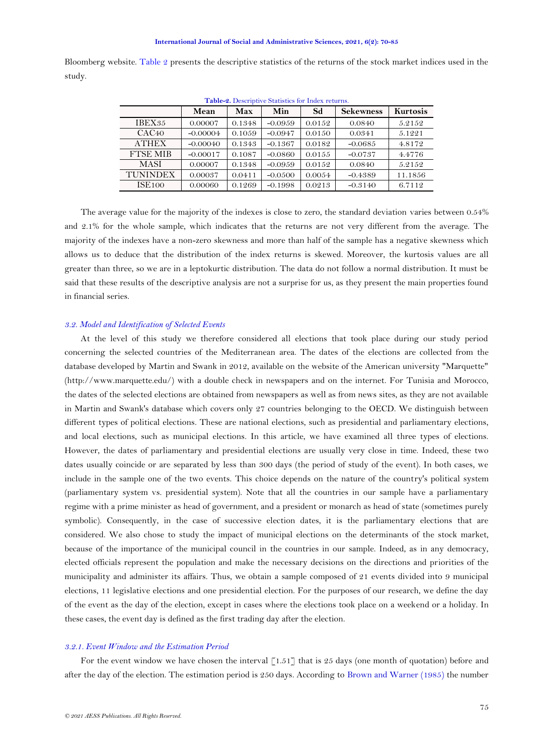Bloomberg website. Table 2 presents the descriptive statistics of the returns of the stock market indices used in the study.

**Table-2.** Descriptive Statistics for Index returns.

| | Mean | Max | Min | Sd | Sekewness | Kurtosis |
|---|---|---|---|---|---|---|
| IBEX35 | 0.00007 | 0.1348 | -0.0959 | 0.0152 | 0.0840 | 5.2152 |
| CAC40 | -0.00004 | 0.1059 | -0.0947 | 0.0150 | 0.0341 | 5.1221 |
| ATHEX | -0.00040 | 0.1343 | -0.1367 | 0.0182 | -0.0685 | 4.8172 |
| FTSE MIB | -0.00017 | 0.1087 | -0.0860 | 0.0155 | -0.0737 | 4.4776 |
| MASI | 0.00007 | 0.1348 | -0.0959 | 0.0152 | 0.0840 | 5.2152 |
| TUNINDEX | 0.00037 | 0.0411 | -0.0500 | 0.0054 | -0.4389 | 11.1856 |
| ISE100 | 0.00060 | 0.1269 | -0.1998 | 0.0213 | -0.3140 | 6.7112 |

The average value for the majority of the indexes is close to zero, the standard deviation varies between 0.54% and 2.1% for the whole sample, which indicates that the returns are not very different from the average. The majority of the indexes have a non-zero skewness and more than half of the sample has a negative skewness which allows us to deduce that the distribution of the index returns is skewed. Moreover, the kurtosis values are all greater than three, so we are in a leptokurtic distribution. The data do not follow a normal distribution. It must be said that these results of the descriptive analysis are not a surprise for us, as they present the main properties found in financial series.

### *3.2. Model and Identification of Selected Events*

At the level of this study we therefore considered all elections that took place during our study period concerning the selected countries of the Mediterranean area. The dates of the elections are collected from the database developed by Martin and Swank in 2012, available on the website of the American university "Marquette" (http://www.marquette.edu/) with a double check in newspapers and on the internet. For Tunisia and Morocco, the dates of the selected elections are obtained from newspapers as well as from news sites, as they are not available in Martin and Swank's database which covers only 27 countries belonging to the OECD. We distinguish between different types of political elections. These are national elections, such as presidential and parliamentary elections, and local elections, such as municipal elections. In this article, we have examined all three types of elections. However, the dates of parliamentary and presidential elections are usually very close in time. Indeed, these two dates usually coincide or are separated by less than 300 days (the period of study of the event). In both cases, we include in the sample one of the two events. This choice depends on the nature of the country's political system (parliamentary system vs. presidential system). Note that all the countries in our sample have a parliamentary regime with a prime minister as head of government, and a president or monarch as head of state (sometimes purely symbolic). Consequently, in the case of successive election dates, it is the parliamentary elections that are considered. We also chose to study the impact of municipal elections on the determinants of the stock market, because of the importance of the municipal council in the countries in our sample. Indeed, as in any democracy, elected officials represent the population and make the necessary decisions on the directions and priorities of the municipality and administer its affairs. Thus, we obtain a sample composed of 21 events divided into 9 municipal elections, 11 legislative elections and one presidential election. For the purposes of our research, we define the day of the event as the day of the election, except in cases where the elections took place on a weekend or a holiday. In these cases, the event day is defined as the first trading day after the election.

#### *3.2.1. Event Window and the Estimation Period*

For the event window we have chosen the interval [1.51] that is 25 days (one month of quotation) before and after the day of the election. The estimation period is 250 days. According to Brown and Warner (1985) the number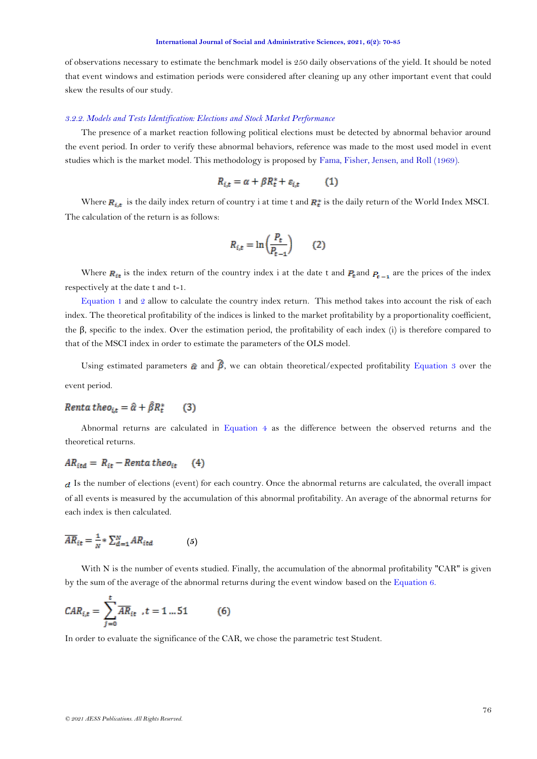of observations necessary to estimate the benchmark model is 250 daily observations of the yield. It should be noted that event windows and estimation periods were considered after cleaning up any other important event that could skew the results of our study.

#### *3.2.2. Models and Tests Identification: Elections and Stock Market Performance*

The presence of a market reaction following political elections must be detected by abnormal behavior around the event period. In order to verify these abnormal behaviors, reference was made to the most used model in event studies which is the market model. This methodology is proposed by Fama, Fisher, Jensen, and Roll (1969).

$$R_{i,t} = \alpha + \beta R_t^* + \varepsilon_{i,t} \qquad (1)$$

Where $R_{i,t}$ is the daily index return of country i at time t and $R_t^*$ is the daily return of the World Index MSCI. The calculation of the return is as follows:

$$R_{i,t} = \ln\left(\frac{P_t}{P_{t-1}}\right) \qquad (2)$$

Where $R_{it}$ is the index return of the country index i at the date t and $P_t$ and $P_{t-1}$ are the prices of the index respectively at the date t and t-1.

Equation 1 and 2 allow to calculate the country index return. This method takes into account the risk of each index. The theoretical profitability of the indices is linked to the market profitability by a proportionality coefficient, the β, specific to the index. Over the estimation period, the profitability of each index (i) is therefore compared to that of the MSCI index in order to estimate the parameters of the OLS model.

Using estimated parameters $\hat{\alpha}$ and $\hat{\beta}$, we can obtain theoretical/expected profitability Equation 3 over the event period.

$$Renta\ theo_{it} = \hat{\alpha} + \hat{\beta} R_t^* \qquad (3)$$

Abnormal returns are calculated in Equation 4 as the difference between the observed returns and the theoretical returns.

$$AR_{itd} = R_{it} - Renta\ theo_{it} \qquad (4)$$

$d$ Is the number of elections (event) for each country. Once the abnormal returns are calculated, the overall impact of all events is measured by the accumulation of this abnormal profitability. An average of the abnormal returns for each index is then calculated.

$$\overline{AR}_{it} = \frac{1}{N} * \sum_{d=1}^{N} AR_{itd} \qquad (5)$$

With N is the number of events studied. Finally, the accumulation of the abnormal profitability "CAR" is given by the sum of the average of the abnormal returns during the event window based on the Equation 6.

$$CAR_{i,t} = \sum_{j=0}^{t} \overline{AR}_{it} \quad ,t = 1 \ldots 51 \qquad (6)$$

In order to evaluate the significance of the CAR, we chose the parametric test Student.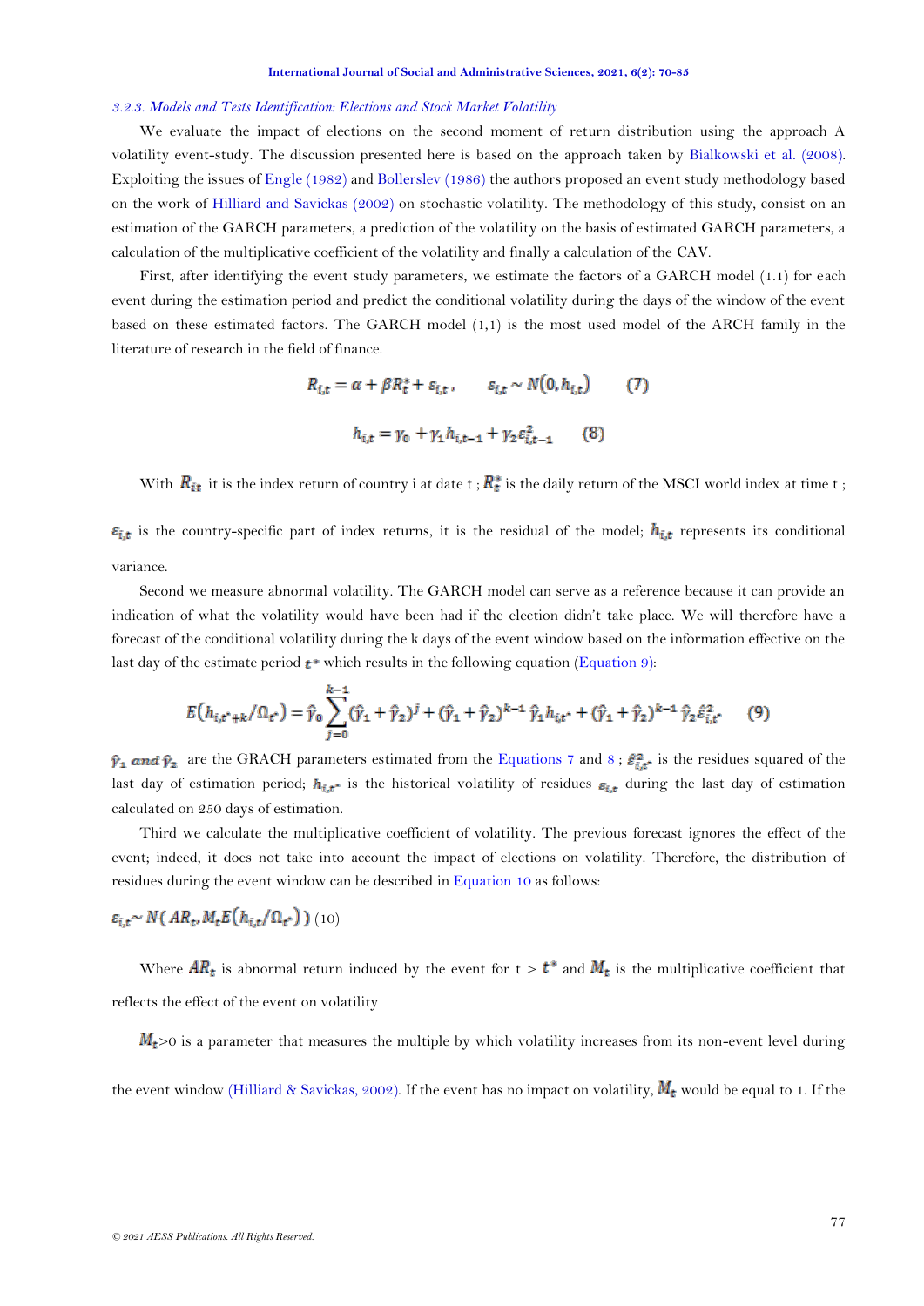### *3.2.3. Models and Tests Identification: Elections and Stock Market Volatility*

We evaluate the impact of elections on the second moment of return distribution using the approach A volatility event-study. The discussion presented here is based on the approach taken by Bialkowski et al. (2008). Exploiting the issues of Engle (1982) and Bollerslev (1986) the authors proposed an event study methodology based on the work of Hilliard and Savickas (2002) on stochastic volatility. The methodology of this study, consist on an estimation of the GARCH parameters, a prediction of the volatility on the basis of estimated GARCH parameters, a calculation of the multiplicative coefficient of the volatility and finally a calculation of the CAV.

First, after identifying the event study parameters, we estimate the factors of a GARCH model (1.1) for each event during the estimation period and predict the conditional volatility during the days of the window of the event based on these estimated factors. The GARCH model (1,1) is the most used model of the ARCH family in the literature of research in the field of finance.

$$R_{i,t} = \alpha + \beta R_t^* + \varepsilon_{i,t}, \qquad \varepsilon_{i,t} \sim N(0, h_{i,t}) \qquad (7)$$

$$h_{i,t} = \gamma_0 + \gamma_1 h_{i,t-1} + \gamma_2 \varepsilon_{i,t-1}^2 \qquad (8)$$

With $R_{it}$ it is the index return of country i at date t ; $R_t^*$ is the daily return of the MSCI world index at time t ; $\varepsilon_{i,t}$ is the country-specific part of index returns, it is the residual of the model; $h_{i,t}$ represents its conditional variance.

Second we measure abnormal volatility. The GARCH model can serve as a reference because it can provide an indication of what the volatility would have been had if the election didn't take place. We will therefore have a forecast of the conditional volatility during the k days of the event window based on the information effective on the last day of the estimate period $t^*$ which results in the following equation (Equation 9):

$$E(h_{i,t^*+k}/\Omega_{t^*}) = \hat{\gamma}_0 \sum_{j=0}^{k-1} (\hat{\gamma}_1 + \hat{\gamma}_2)^j + (\hat{\gamma}_1 + \hat{\gamma}_2)^{k-1} \hat{\gamma}_1 h_{i,t^*} + (\hat{\gamma}_1 + \hat{\gamma}_2)^{k-1} \hat{\gamma}_2 \hat{\varepsilon}_{i,t^*}^2 \qquad (9)$$

$\hat{\gamma}_1$ *and* $\hat{\gamma}_2$ are the GRACH parameters estimated from the Equations 7 and 8 ; $\hat{\varepsilon}_{i,t^*}^2$ is the residues squared of the last day of estimation period; $h_{i,t^*}$ is the historical volatility of residues $\varepsilon_{i,t}$ during the last day of estimation calculated on 250 days of estimation.

Third we calculate the multiplicative coefficient of volatility. The previous forecast ignores the effect of the event; indeed, it does not take into account the impact of elections on volatility. Therefore, the distribution of residues during the event window can be described in Equation 10 as follows:

$$\varepsilon_{i,t} \sim N(AR_t, M_t E(h_{i,t}/\Omega_{t^*})) \ (10)$$

Where $AR_t$ is abnormal return induced by the event for t > $t^*$ and $M_t$ is the multiplicative coefficient that reflects the effect of the event on volatility

$M_t$>0 is a parameter that measures the multiple by which volatility increases from its non-event level during the event window (Hilliard & Savickas, 2002). If the event has no impact on volatility, $M_t$ would be equal to 1. If the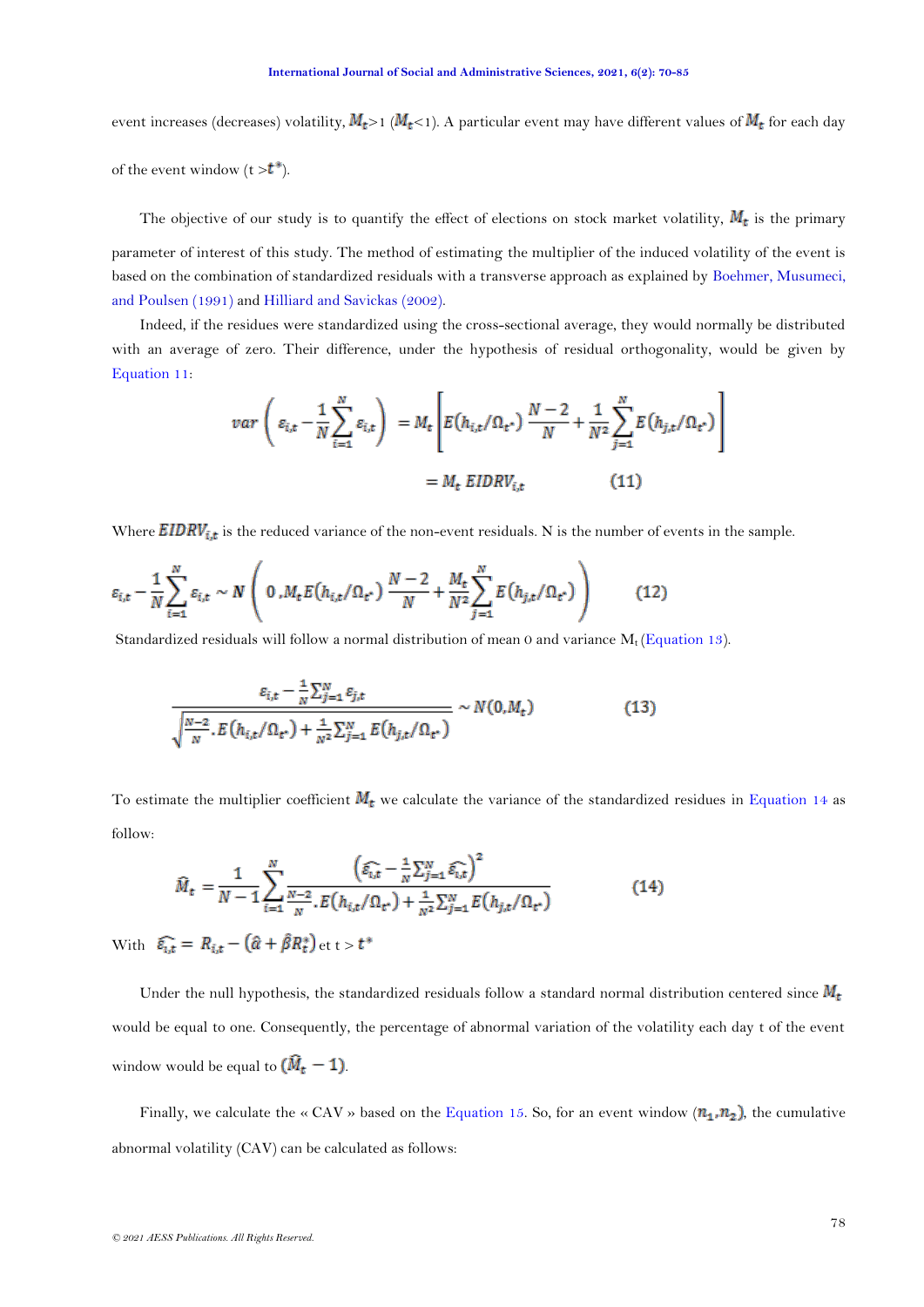event increases (decreases) volatility, $M_t$>1 ($M_t$<1). A particular event may have different values of $M_t$ for each day of the event window (t >$t^*$).

The objective of our study is to quantify the effect of elections on stock market volatility, $M_t$ is the primary parameter of interest of this study. The method of estimating the multiplier of the induced volatility of the event is based on the combination of standardized residuals with a transverse approach as explained by Boehmer, Musumeci, and Poulsen (1991) and Hilliard and Savickas (2002).

Indeed, if the residues were standardized using the cross-sectional average, they would normally be distributed with an average of zero. Their difference, under the hypothesis of residual orthogonality, would be given by Equation 11:

$$var\left(\varepsilon_{i,t} - \frac{1}{N}\sum_{i=1}^{N}\varepsilon_{i,t}\right) = M_t\left[E\left(h_{i,t}/\Omega_{t^*}\right)\frac{N-2}{N} + \frac{1}{N^2}\sum_{j=1}^{N}E\left(h_{j,t}/\Omega_{t^*}\right)\right]$$

$$= M_t\ EIDRV_{i,t} \qquad (11)$$

Where $EIDRV_{i,t}$ is the reduced variance of the non-event residuals. N is the number of events in the sample.

$$\varepsilon_{i,t} - \frac{1}{N}\sum_{i=1}^{N}\varepsilon_{i,t} \sim N\left(0, M_t E\left(h_{i,t}/\Omega_{t^*}\right)\frac{N-2}{N} + \frac{M_t}{N^2}\sum_{j=1}^{N}E\left(h_{j,t}/\Omega_{t^*}\right)\right) \qquad (12)$$

Standardized residuals will follow a normal distribution of mean 0 and variance $M_t$ (Equation 13).

$$\frac{\varepsilon_{i,t} - \frac{1}{N}\sum_{j=1}^{N}\varepsilon_{j,t}}{\sqrt{\frac{N-2}{N}.E\left(h_{i,t}/\Omega_{t^*}\right) + \frac{1}{N^2}\sum_{j=1}^{N}E\left(h_{j,t}/\Omega_{t^*}\right)}} \sim N(0, M_t) \qquad (13)$$

To estimate the multiplier coefficient $M_t$ we calculate the variance of the standardized residues in Equation 14 as follow:

$$\widehat{M}_t = \frac{1}{N-1}\sum_{i=1}^{N}\frac{\left(\widehat{\varepsilon_{i,t}} - \frac{1}{N}\sum_{j=1}^{N}\widehat{\varepsilon_{i,t}}\right)^2}{\frac{N-2}{N}.E\left(h_{i,t}/\Omega_{t^*}\right) + \frac{1}{N^2}\sum_{j=1}^{N}E\left(h_{j,t}/\Omega_{t^*}\right)} \qquad (14)$$

With $\widehat{\varepsilon_{i,t}} = R_{i,t} - \left(\hat{\alpha} + \hat{\beta}R_t^*\right)$ et t > $t^*$

Under the null hypothesis, the standardized residuals follow a standard normal distribution centered since $M_t$ would be equal to one. Consequently, the percentage of abnormal variation of the volatility each day t of the event window would be equal to $(\widehat{M}_t - 1)$.

Finally, we calculate the « CAV » based on the Equation 15. So, for an event window $(n_1, n_2)$, the cumulative abnormal volatility (CAV) can be calculated as follows: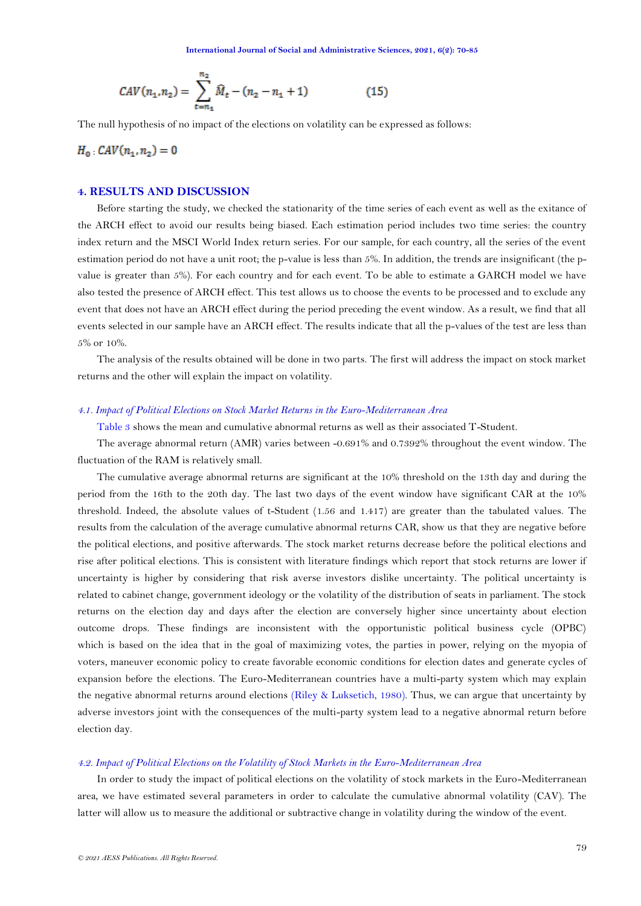$$CAV(n_1, n_2) = \sum_{t=n_1}^{n_2} \widehat{M}_t - (n_2 - n_1 + 1) \qquad (15)$$

The null hypothesis of no impact of the elections on volatility can be expressed as follows:

$$H_0 : CAV(n_1, n_2) = 0$$

## 4. RESULTS AND DISCUSSION

Before starting the study, we checked the stationarity of the time series of each event as well as the exitance of the ARCH effect to avoid our results being biased. Each estimation period includes two time series: the country index return and the MSCI World Index return series. For our sample, for each country, all the series of the event estimation period do not have a unit root; the p-value is less than 5%. In addition, the trends are insignificant (the p-value is greater than 5%). For each country and for each event. To be able to estimate a GARCH model we have also tested the presence of ARCH effect. This test allows us to choose the events to be processed and to exclude any event that does not have an ARCH effect during the period preceding the event window. As a result, we find that all events selected in our sample have an ARCH effect. The results indicate that all the p-values of the test are less than 5% or 10%.

The analysis of the results obtained will be done in two parts. The first will address the impact on stock market returns and the other will explain the impact on volatility.

### *4.1. Impact of Political Elections on Stock Market Returns in the Euro-Mediterranean Area*

Table 3 shows the mean and cumulative abnormal returns as well as their associated T-Student.

The average abnormal return (AMR) varies between -0.691% and 0.7392% throughout the event window. The fluctuation of the RAM is relatively small.

The cumulative average abnormal returns are significant at the 10% threshold on the 13th day and during the period from the 16th to the 20th day. The last two days of the event window have significant CAR at the 10% threshold. Indeed, the absolute values of t-Student (1.56 and 1.417) are greater than the tabulated values. The results from the calculation of the average cumulative abnormal returns CAR, show us that they are negative before the political elections, and positive afterwards. The stock market returns decrease before the political elections and rise after political elections. This is consistent with literature findings which report that stock returns are lower if uncertainty is higher by considering that risk averse investors dislike uncertainty. The political uncertainty is related to cabinet change, government ideology or the volatility of the distribution of seats in parliament. The stock returns on the election day and days after the election are conversely higher since uncertainty about election outcome drops. These findings are inconsistent with the opportunistic political business cycle (OPBC) which is based on the idea that in the goal of maximizing votes, the parties in power, relying on the myopia of voters, maneuver economic policy to create favorable economic conditions for election dates and generate cycles of expansion before the elections. The Euro-Mediterranean countries have a multi-party system which may explain the negative abnormal returns around elections (Riley & Luksetich, 1980). Thus, we can argue that uncertainty by adverse investors joint with the consequences of the multi-party system lead to a negative abnormal return before election day.

### *4.2. Impact of Political Elections on the Volatility of Stock Markets in the Euro-Mediterranean Area*

In order to study the impact of political elections on the volatility of stock markets in the Euro-Mediterranean area, we have estimated several parameters in order to calculate the cumulative abnormal volatility (CAV). The latter will allow us to measure the additional or subtractive change in volatility during the window of the event.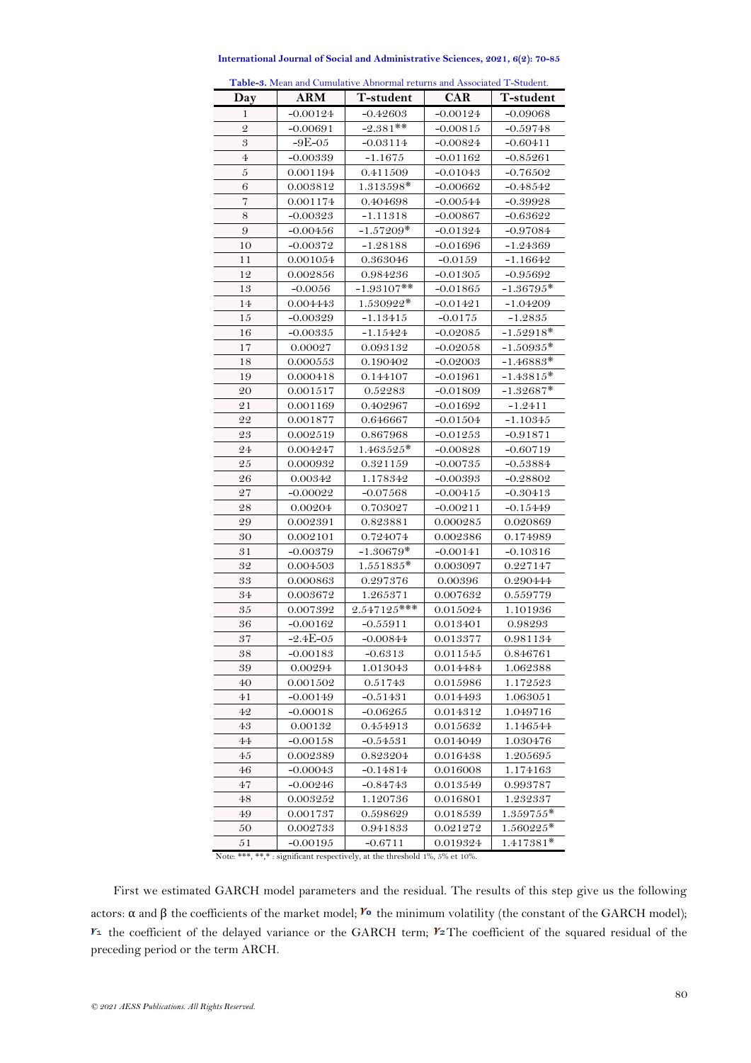**Table-3.** Mean and Cumulative Abnormal returns and Associated T-Student.

| Day | ARM | T-student | CAR | T-student |
|---|---|---|---|---|
| 1 | -0.00124 | -0.42603 | -0.00124 | -0.09068 |
| 2 | -0.00691 | -2.381** | -0.00815 | -0.59748 |
| 3 | -9E-05 | -0.03114 | -0.00824 | -0.60411 |
| 4 | -0.00339 | -1.1675 | -0.01162 | -0.85261 |
| 5 | 0.001194 | 0.411509 | -0.01043 | -0.76502 |
| 6 | 0.003812 | 1.313598* | -0.00662 | -0.48542 |
| 7 | 0.001174 | 0.404698 | -0.00544 | -0.39928 |
| 8 | -0.00323 | -1.11318 | -0.00867 | -0.63622 |
| 9 | -0.00456 | -1.57209* | -0.01324 | -0.97084 |
| 10 | -0.00372 | -1.28188 | -0.01696 | -1.24369 |
| 11 | 0.001054 | 0.363046 | -0.0159 | -1.16642 |
| 12 | 0.002856 | 0.984236 | -0.01305 | -0.95692 |
| 13 | -0.0056 | -1.93107** | -0.01865 | -1.36795* |
| 14 | 0.004443 | 1.530922* | -0.01421 | -1.04209 |
| 15 | -0.00329 | -1.13415 | -0.0175 | -1.2835 |
| 16 | -0.00335 | -1.15424 | -0.02085 | -1.52918* |
| 17 | 0.00027 | 0.093132 | -0.02058 | -1.50935* |
| 18 | 0.000553 | 0.190402 | -0.02003 | -1.46883* |
| 19 | 0.000418 | 0.144107 | -0.01961 | -1.43815* |
| 20 | 0.001517 | 0.52283 | -0.01809 | -1.32687* |
| 21 | 0.001169 | 0.402967 | -0.01692 | -1.2411 |
| 22 | 0.001877 | 0.646667 | -0.01504 | -1.10345 |
| 23 | 0.002519 | 0.867968 | -0.01253 | -0.91871 |
| 24 | 0.004247 | 1.463525* | -0.00828 | -0.60719 |
| 25 | 0.000932 | 0.321159 | -0.00735 | -0.53884 |
| 26 | 0.00342 | 1.178342 | -0.00393 | -0.28802 |
| 27 | -0.00022 | -0.07568 | -0.00415 | -0.30413 |
| 28 | 0.00204 | 0.703027 | -0.00211 | -0.15449 |
| 29 | 0.002391 | 0.823881 | 0.000285 | 0.020869 |
| 30 | 0.002101 | 0.724074 | 0.002386 | 0.174989 |
| 31 | -0.00379 | -1.30679* | -0.00141 | -0.10316 |
| 32 | 0.004503 | 1.551835* | 0.003097 | 0.227147 |
| 33 | 0.000863 | 0.297376 | 0.00396 | 0.290444 |
| 34 | 0.003672 | 1.265371 | 0.007632 | 0.559779 |
| 35 | 0.007392 | 2.547125*** | 0.015024 | 1.101936 |
| 36 | -0.00162 | -0.55911 | 0.013401 | 0.98293 |
| 37 | -2.4E-05 | -0.00844 | 0.013377 | 0.981134 |
| 38 | -0.00183 | -0.6313 | 0.011545 | 0.846761 |
| 39 | 0.00294 | 1.013043 | 0.014484 | 1.062388 |
| 40 | 0.001502 | 0.51743 | 0.015986 | 1.172523 |
| 41 | -0.00149 | -0.51431 | 0.014493 | 1.063051 |
| 42 | -0.00018 | -0.06265 | 0.014312 | 1.049716 |
| 43 | 0.00132 | 0.454913 | 0.015632 | 1.146544 |
| 44 | -0.00158 | -0.54531 | 0.014049 | 1.030476 |
| 45 | 0.002389 | 0.823204 | 0.016438 | 1.205695 |
| 46 | -0.00043 | -0.14814 | 0.016008 | 1.174163 |
| 47 | -0.00246 | -0.84743 | 0.013549 | 0.993787 |
| 48 | 0.003252 | 1.120736 | 0.016801 | 1.232337 |
| 49 | 0.001737 | 0.598629 | 0.018539 | 1.359755* |
| 50 | 0.002733 | 0.941833 | 0.021272 | 1.560225* |
| 51 | -0.00195 | -0.6711 | 0.019324 | 1.417381* |

Note: ***, **,* : significant respectively, at the threshold 1%, 5% et 10%.

First we estimated GARCH model parameters and the residual. The results of this step give us the following actors: α and β the coefficients of the market model; $\gamma_0$ the minimum volatility (the constant of the GARCH model); $\gamma_1$ the coefficient of the delayed variance or the GARCH term; $\gamma_2$ The coefficient of the squared residual of the preceding period or the term ARCH.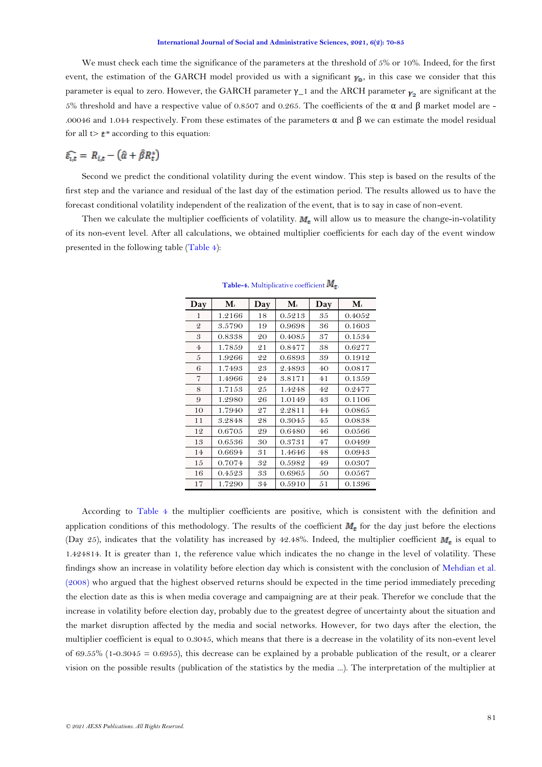We must check each time the significance of the parameters at the threshold of 5% or 10%. Indeed, for the first event, the estimation of the GARCH model provided us with a significant $\gamma_0$, in this case we consider that this parameter is equal to zero. However, the GARCH parameter γ_1 and the ARCH parameter $\gamma_2$ are significant at the 5% threshold and have a respective value of 0.8507 and 0.265. The coefficients of the α and β market model are -.00046 and 1.044 respectively. From these estimates of the parameters α and β we can estimate the model residual for all t> $t^*$ according to this equation:

$$\widehat{\varepsilon_{i,t}} = R_{i,t} - \left(\hat{\alpha} + \hat{\beta} R_t^*\right)$$

Second we predict the conditional volatility during the event window. This step is based on the results of the first step and the variance and residual of the last day of the estimation period. The results allowed us to have the forecast conditional volatility independent of the realization of the event, that is to say in case of non-event.

Then we calculate the multiplier coefficients of volatility. $M_t$ will allow us to measure the change-in-volatility of its non-event level. After all calculations, we obtained multiplier coefficients for each day of the event window presented in the following table (Table 4):

**Table-4.** Multiplicative coefficient $M_t$.

| Day | $M_t$ | Day | $M_t$ | Day | $M_t$ |
|---|---|---|---|---|---|
| 1 | 1.2166 | 18 | 0.5213 | 35 | 0.4052 |
| 2 | 3.5790 | 19 | 0.9698 | 36 | 0.1603 |
| 3 | 0.8338 | 20 | 0.4085 | 37 | 0.1534 |
| 4 | 1.7859 | 21 | 0.8477 | 38 | 0.6277 |
| 5 | 1.9266 | 22 | 0.6893 | 39 | 0.1912 |
| 6 | 1.7493 | 23 | 2.4893 | 40 | 0.0817 |
| 7 | 1.4966 | 24 | 3.8171 | 41 | 0.1359 |
| 8 | 1.7153 | 25 | 1.4248 | 42 | 0.2477 |
| 9 | 1.2980 | 26 | 1.0149 | 43 | 0.1106 |
| 10 | 1.7940 | 27 | 2.2811 | 44 | 0.0865 |
| 11 | 3.2848 | 28 | 0.3045 | 45 | 0.0838 |
| 12 | 0.6705 | 29 | 0.6480 | 46 | 0.0566 |
| 13 | 0.6536 | 30 | 0.3731 | 47 | 0.0499 |
| 14 | 0.6694 | 31 | 1.4646 | 48 | 0.0943 |
| 15 | 0.7074 | 32 | 0.5982 | 49 | 0.0307 |
| 16 | 0.4523 | 33 | 0.6965 | 50 | 0.0567 |
| 17 | 1.7290 | 34 | 0.5910 | 51 | 0.1396 |

According to Table 4 the multiplier coefficients are positive, which is consistent with the definition and application conditions of this methodology. The results of the coefficient $M_t$ for the day just before the elections (Day 25), indicates that the volatility has increased by 42.48%. Indeed, the multiplier coefficient $M_t$ is equal to 1.424814. It is greater than 1, the reference value which indicates the no change in the level of volatility. These findings show an increase in volatility before election day which is consistent with the conclusion of Mehdian et al. (2008) who argued that the highest observed returns should be expected in the time period immediately preceding the election date as this is when media coverage and campaigning are at their peak. Therefor we conclude that the increase in volatility before election day, probably due to the greatest degree of uncertainty about the situation and the market disruption affected by the media and social networks. However, for two days after the election, the multiplier coefficient is equal to 0.3045, which means that there is a decrease in the volatility of its non-event level of 69.55% (1-0.3045 = 0.6955), this decrease can be explained by a probable publication of the result, or a clearer vision on the possible results (publication of the statistics by the media ...). The interpretation of the multiplier at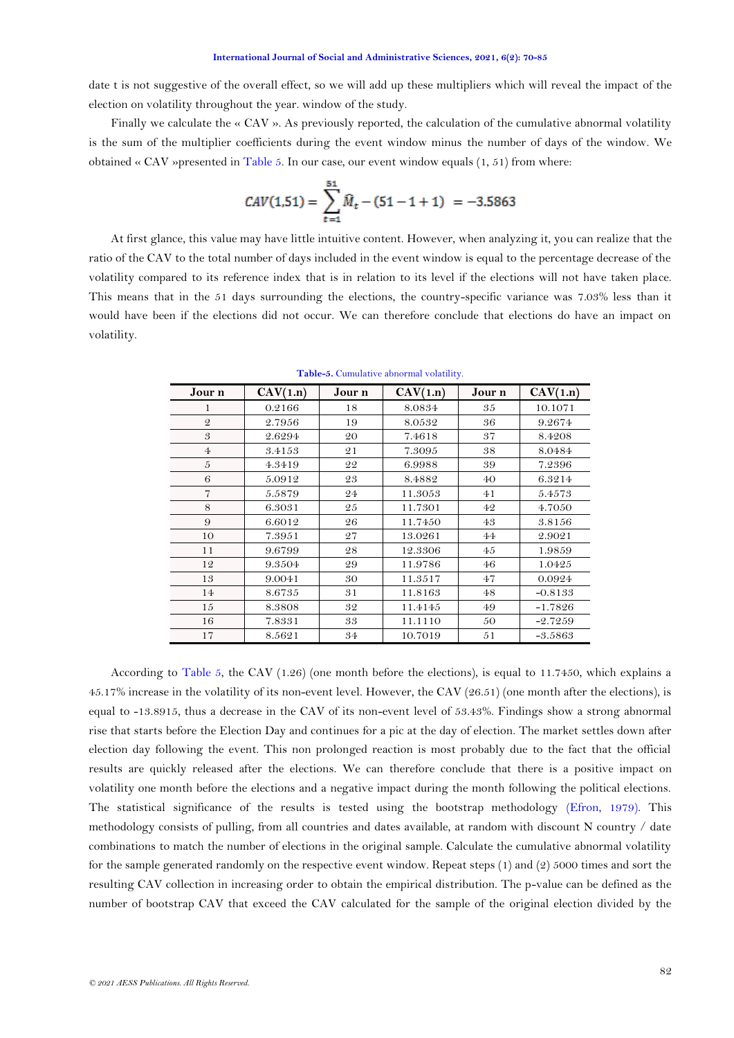date t is not suggestive of the overall effect, so we will add up these multipliers which will reveal the impact of the election on volatility throughout the year. window of the study.

Finally we calculate the « CAV ». As previously reported, the calculation of the cumulative abnormal volatility is the sum of the multiplier coefficients during the event window minus the number of days of the window. We obtained « CAV »presented in Table 5. In our case, our event window equals (1, 51) from where:

$$CAV(1{,}51) = \sum_{t=1}^{51} \widehat{M}_t - (51 - 1 + 1) \;\; = -3.5863$$

At first glance, this value may have little intuitive content. However, when analyzing it, you can realize that the ratio of the CAV to the total number of days included in the event window is equal to the percentage decrease of the volatility compared to its reference index that is in relation to its level if the elections will not have taken place. This means that in the 51 days surrounding the elections, the country-specific variance was 7.03% less than it would have been if the elections did not occur. We can therefore conclude that elections do have an impact on volatility.

**Table-5.** Cumulative abnormal volatility.

| Jour n | CAV(1.n) | Jour n | CAV(1.n) | Jour n | CAV(1.n) |
|---|---|---|---|---|---|
| 1 | 0.2166 | 18 | 8.0834 | 35 | 10.1071 |
| 2 | 2.7956 | 19 | 8.0532 | 36 | 9.2674 |
| 3 | 2.6294 | 20 | 7.4618 | 37 | 8.4208 |
| 4 | 3.4153 | 21 | 7.3095 | 38 | 8.0484 |
| 5 | 4.3419 | 22 | 6.9988 | 39 | 7.2396 |
| 6 | 5.0912 | 23 | 8.4882 | 40 | 6.3214 |
| 7 | 5.5879 | 24 | 11.3053 | 41 | 5.4573 |
| 8 | 6.3031 | 25 | 11.7301 | 42 | 4.7050 |
| 9 | 6.6012 | 26 | 11.7450 | 43 | 3.8156 |
| 10 | 7.3951 | 27 | 13.0261 | 44 | 2.9021 |
| 11 | 9.6799 | 28 | 12.3306 | 45 | 1.9859 |
| 12 | 9.3504 | 29 | 11.9786 | 46 | 1.0425 |
| 13 | 9.0041 | 30 | 11.3517 | 47 | 0.0924 |
| 14 | 8.6735 | 31 | 11.8163 | 48 | -0.8133 |
| 15 | 8.3808 | 32 | 11.4145 | 49 | -1.7826 |
| 16 | 7.8331 | 33 | 11.1110 | 50 | -2.7259 |
| 17 | 8.5621 | 34 | 10.7019 | 51 | -3.5863 |

According to Table 5, the CAV (1.26) (one month before the elections), is equal to 11.7450, which explains a 45.17% increase in the volatility of its non-event level. However, the CAV (26.51) (one month after the elections), is equal to -13.8915, thus a decrease in the CAV of its non-event level of 53.43%. Findings show a strong abnormal rise that starts before the Election Day and continues for a pic at the day of election. The market settles down after election day following the event. This non prolonged reaction is most probably due to the fact that the official results are quickly released after the elections. We can therefore conclude that there is a positive impact on volatility one month before the elections and a negative impact during the month following the political elections. The statistical significance of the results is tested using the bootstrap methodology (Efron, 1979). This methodology consists of pulling, from all countries and dates available, at random with discount N country / date combinations to match the number of elections in the original sample. Calculate the cumulative abnormal volatility for the sample generated randomly on the respective event window. Repeat steps (1) and (2) 5000 times and sort the resulting CAV collection in increasing order to obtain the empirical distribution. The p-value can be defined as the number of bootstrap CAV that exceed the CAV calculated for the sample of the original election divided by the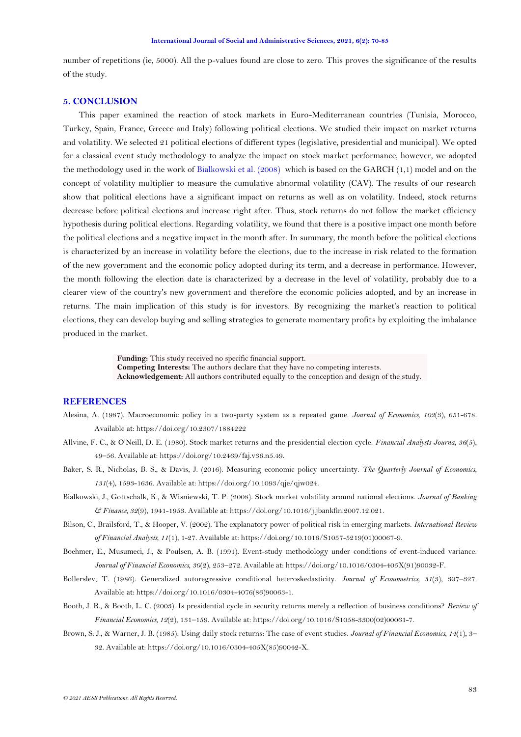number of repetitions (ie, 5000). All the p-values found are close to zero. This proves the significance of the results of the study.

## 5. CONCLUSION

This paper examined the reaction of stock markets in Euro-Mediterranean countries (Tunisia, Morocco, Turkey, Spain, France, Greece and Italy) following political elections. We studied their impact on market returns and volatility. We selected 21 political elections of different types (legislative, presidential and municipal). We opted for a classical event study methodology to analyze the impact on stock market performance, however, we adopted the methodology used in the work of Bialkowski et al. (2008) which is based on the GARCH (1,1) model and on the concept of volatility multiplier to measure the cumulative abnormal volatility (CAV). The results of our research show that political elections have a significant impact on returns as well as on volatility. Indeed, stock returns decrease before political elections and increase right after. Thus, stock returns do not follow the market efficiency hypothesis during political elections. Regarding volatility, we found that there is a positive impact one month before the political elections and a negative impact in the month after. In summary, the month before the political elections is characterized by an increase in volatility before the elections, due to the increase in risk related to the formation of the new government and the economic policy adopted during its term, and a decrease in performance. However, the month following the election date is characterized by a decrease in the level of volatility, probably due to a clearer view of the country's new government and therefore the economic policies adopted, and by an increase in returns. The main implication of this study is for investors. By recognizing the market's reaction to political elections, they can develop buying and selling strategies to generate momentary profits by exploiting the imbalance produced in the market.

**Funding:** This study received no specific financial support.
**Competing Interests:** The authors declare that they have no competing interests.
**Acknowledgement:** All authors contributed equally to the conception and design of the study.

## REFERENCES

Alesina, A. (1987). Macroeconomic policy in a two-party system as a repeated game. *Journal of Economics, 102*(3), 651-678. Available at: https://doi.org/10.2307/1884222

Allvine, F. C., & O'Neill, D. E. (1980). Stock market returns and the presidential election cycle. *Financial Analysts Journa, 36*(5), 49–56. Available at: https://doi.org/10.2469/faj.v36.n5.49.

Baker, S. R., Nicholas, B. S., & Davis, J. (2016). Measuring economic policy uncertainty. *The Quarterly Journal of Economics, 131*(4), 1593-1636. Available at: https://doi.org/10.1093/qje/qjw024.

Bialkowski, J., Gottschalk, K., & Wisniewski, T. P. (2008). Stock market volatility around national elections. *Journal of Banking & Finance, 32*(9), 1941-1953. Available at: https://doi.org/10.1016/j.jbankfin.2007.12.021.

Bilson, C., Brailsford, T., & Hooper, V. (2002). The explanatory power of political risk in emerging markets. *International Review of Financial Analysis, 11*(1), 1-27. Available at: https://doi.org/10.1016/S1057-5219(01)00067-9.

Boehmer, E., Musumeci, J., & Poulsen, A. B. (1991). Event-study methodology under conditions of event-induced variance. *Journal of Financial Economics, 30*(2), 253–272. Available at: https://doi.org/10.1016/0304-405X(91)90032-F.

Bollerslev, T. (1986). Generalized autoregressive conditional heteroskedasticity. *Journal of Econometrics, 31*(3), 307–327. Available at: https://doi.org/10.1016/0304-4076(86)90063-1.

Booth, J. R., & Booth, L. C. (2003). Is presidential cycle in security returns merely a reflection of business conditions? *Review of Financial Economics, 12*(2), 131–159. Available at: https://doi.org/10.1016/S1058-3300(02)00061-7.

Brown, S. J., & Warner, J. B. (1985). Using daily stock returns: The case of event studies. *Journal of Financial Economics, 14*(1), 3–32. Available at: https://doi.org/10.1016/0304-405X(85)90042-X.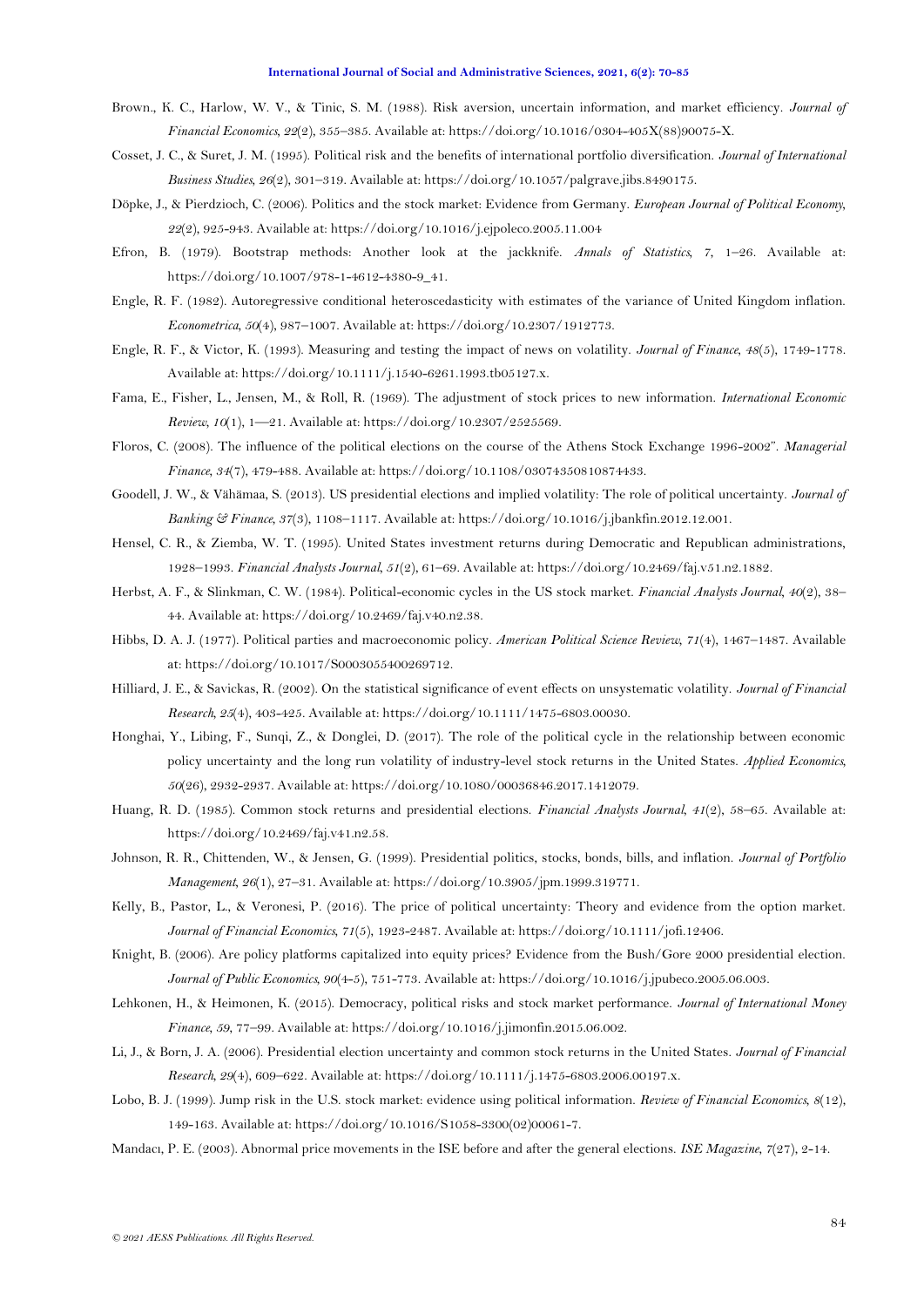Brown., K. C., Harlow, W. V., & Tinic, S. M. (1988). Risk aversion, uncertain information, and market efficiency. *Journal of Financial Economics*, *22*(2), 355–385. Available at: https://doi.org/10.1016/0304-405X(88)90075-X.

Cosset, J. C., & Suret, J. M. (1995). Political risk and the benefits of international portfolio diversification. *Journal of International Business Studies*, *26*(2), 301–319. Available at: https://doi.org/10.1057/palgrave.jibs.8490175.

Döpke, J., & Pierdzioch, C. (2006). Politics and the stock market: Evidence from Germany. *European Journal of Political Economy*, *22*(2), 925-943. Available at: https://doi.org/10.1016/j.ejpoleco.2005.11.004

Efron, B. (1979). Bootstrap methods: Another look at the jackknife. *Annals of Statistics*, *7*, 1–26. Available at: https://doi.org/10.1007/978-1-4612-4380-9_41.

Engle, R. F. (1982). Autoregressive conditional heteroscedasticity with estimates of the variance of United Kingdom inflation. *Econometrica*, *50*(4), 987–1007. Available at: https://doi.org/10.2307/1912773.

Engle, R. F., & Victor, K. (1993). Measuring and testing the impact of news on volatility. *Journal of Finance*, *48*(5), 1749-1778. Available at: https://doi.org/10.1111/j.1540-6261.1993.tb05127.x.

Fama, E., Fisher, L., Jensen, M., & Roll, R. (1969). The adjustment of stock prices to new information. *International Economic Review*, *10*(1), 1—21. Available at: https://doi.org/10.2307/2525569.

Floros, C. (2008). The influence of the political elections on the course of the Athens Stock Exchange 1996-2002". *Managerial Finance*, *34*(7), 479-488. Available at: https://doi.org/10.1108/03074350810874433.

Goodell, J. W., & Vähämaa, S. (2013). US presidential elections and implied volatility: The role of political uncertainty. *Journal of Banking & Finance*, *37*(3), 1108–1117. Available at: https://doi.org/10.1016/j.jbankfin.2012.12.001.

Hensel, C. R., & Ziemba, W. T. (1995). United States investment returns during Democratic and Republican administrations, 1928–1993. *Financial Analysts Journal*, *51*(2), 61–69. Available at: https://doi.org/10.2469/faj.v51.n2.1882.

Herbst, A. F., & Slinkman, C. W. (1984). Political-economic cycles in the US stock market. *Financial Analysts Journal*, *40*(2), 38–44. Available at: https://doi.org/10.2469/faj.v40.n2.38.

Hibbs, D. A. J. (1977). Political parties and macroeconomic policy. *American Political Science Review*, *71*(4), 1467–1487. Available at: https://doi.org/10.1017/S0003055400269712.

Hilliard, J. E., & Savickas, R. (2002). On the statistical significance of event effects on unsystematic volatility. *Journal of Financial Research*, *25*(4), 403-425. Available at: https://doi.org/10.1111/1475-6803.00030.

Honghai, Y., Libing, F., Sunqi, Z., & Donglei, D. (2017). The role of the political cycle in the relationship between economic policy uncertainty and the long run volatility of industry-level stock returns in the United States. *Applied Economics*, *50*(26), 2932-2937. Available at: https://doi.org/10.1080/00036846.2017.1412079.

Huang, R. D. (1985). Common stock returns and presidential elections. *Financial Analysts Journal*, *41*(2), 58–65. Available at: https://doi.org/10.2469/faj.v41.n2.58.

Johnson, R. R., Chittenden, W., & Jensen, G. (1999). Presidential politics, stocks, bonds, bills, and inflation. *Journal of Portfolio Management*, *26*(1), 27–31. Available at: https://doi.org/10.3905/jpm.1999.319771.

Kelly, B., Pastor, L., & Veronesi, P. (2016). The price of political uncertainty: Theory and evidence from the option market. *Journal of Financial Economics*, *71*(5), 1923-2487. Available at: https://doi.org/10.1111/jofi.12406.

Knight, B. (2006). Are policy platforms capitalized into equity prices? Evidence from the Bush/Gore 2000 presidential election. *Journal of Public Economics*, *90*(4-5), 751-773. Available at: https://doi.org/10.1016/j.jpubeco.2005.06.003.

Lehkonen, H., & Heimonen, K. (2015). Democracy, political risks and stock market performance. *Journal of International Money Finance*, *59*, 77–99. Available at: https://doi.org/10.1016/j.jimonfin.2015.06.002.

Li, J., & Born, J. A. (2006). Presidential election uncertainty and common stock returns in the United States. *Journal of Financial Research*, *29*(4), 609–622. Available at: https://doi.org/10.1111/j.1475-6803.2006.00197.x.

Lobo, B. J. (1999). Jump risk in the U.S. stock market: evidence using political information. *Review of Financial Economics*, *8*(12), 149-163. Available at: https://doi.org/10.1016/S1058-3300(02)00061-7.

Mandacı, P. E. (2003). Abnormal price movements in the ISE before and after the general elections. *ISE Magazine*, *7*(27), 2-14.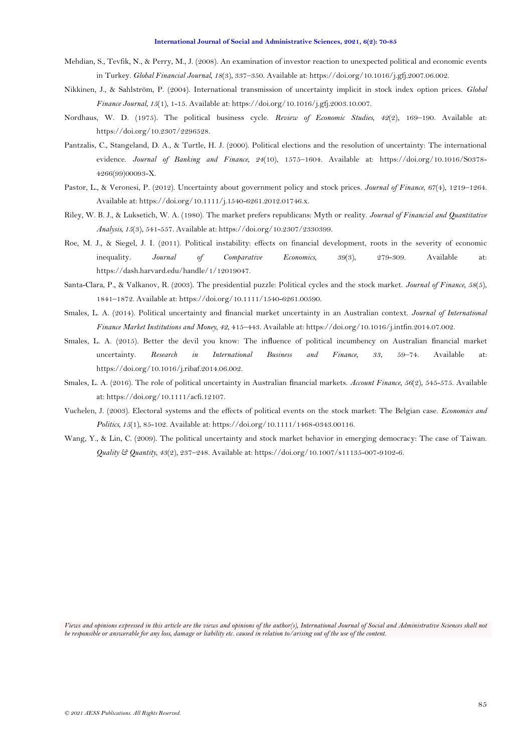Mehdian, S., Tevfik, N., & Perry, M., J. (2008). An examination of investor reaction to unexpected political and economic events in Turkey. *Global Financial Journal, 18*(3), 337–350. Available at: https://doi.org/10.1016/j.gfj.2007.06.002.

Nikkinen, J., & Sahlström, P. (2004). International transmission of uncertainty implicit in stock index option prices. *Global Finance Journal, 15*(1), 1-15. Available at: https://doi.org/10.1016/j.gfj.2003.10.007.

Nordhaus, W. D. (1975). The political business cycle. *Review of Economic Studies, 42*(2), 169–190. Available at: https://doi.org/10.2307/2296528.

Pantzalis, C., Stangeland, D. A., & Turtle, H. J. (2000). Political elections and the resolution of uncertainty: The international evidence. *Journal of Banking and Finance, 24*(10), 1575–1604. Available at: https://doi.org/10.1016/S0378-4266(99)00093-X.

Pastor, L., & Veronesi, P. (2012). Uncertainty about government policy and stock prices. *Journal of Finance, 67*(4), 1219–1264. Available at: https://doi.org/10.1111/j.1540-6261.2012.01746.x.

Riley, W. B. J., & Luksetich, W. A. (1980). The market prefers republicans: Myth or reality. *Journal of Financial and Quantitative Analysis, 15*(3), 541-557. Available at: https://doi.org/10.2307/2330399.

Roe, M. J., & Siegel, J. I. (2011). Political instability: effects on financial development, roots in the severity of economic inequality. *Journal of Comparative Economics, 39*(3), 279-309. Available at: https://dash.harvard.edu/handle/1/12019047.

Santa-Clara, P., & Valkanov, R. (2003). The presidential puzzle: Political cycles and the stock market. *Journal of Finance, 58*(5), 1841–1872. Available at: https://doi.org/10.1111/1540-6261.00590.

Smales, L. A. (2014). Political uncertainty and financial market uncertainty in an Australian context. *Journal of International Finance Market Institutions and Money, 42*, 415–443. Available at: https://doi.org/10.1016/j.intfin.2014.07.002.

Smales, L. A. (2015). Better the devil you know: The influence of political incumbency on Australian financial market uncertainty. *Research in International Business and Finance, 33*, 59–74. Available at: https://doi.org/10.1016/j.ribaf.2014.06.002.

Smales, L. A. (2016). The role of political uncertainty in Australian financial markets. *Account Finance, 56*(2), 545-575. Available at: https://doi.org/10.1111/acfi.12107.

Vuchelen, J. (2003). Electoral systems and the effects of political events on the stock market: The Belgian case. *Economics and Politics, 15*(1), 85-102. Available at: https://doi.org/10.1111/1468-0343.00116.

Wang, Y., & Lin, C. (2009). The political uncertainty and stock market behavior in emerging democracy: The case of Taiwan. *Quality & Quantity, 43*(2), 237–248. Available at: https://doi.org/10.1007/s11135-007-9102-6.

*Views and opinions expressed in this article are the views and opinions of the author(s), International Journal of Social and Administrative Sciences shall not be responsible or answerable for any loss, damage or liability etc. caused in relation to/arising out of the use of the content.*